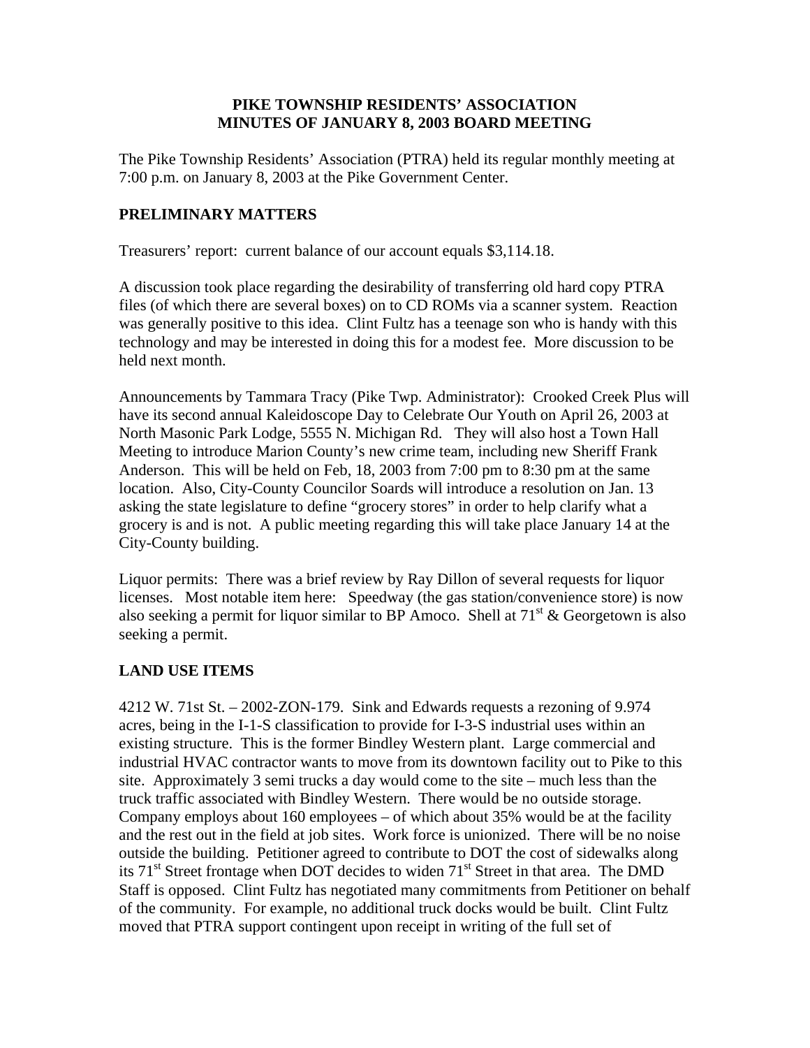# PIKE TOWNSHIP RESIDENTS' ASSOCIATION
# MINUTES OF JANUARY 8, 2003 BOARD MEETING

The Pike Township Residents' Association (PTRA) held its regular monthly meeting at 7:00 p.m. on January 8, 2003 at the Pike Government Center.

## PRELIMINARY MATTERS

Treasurers' report: current balance of our account equals $3,114.18.

A discussion took place regarding the desirability of transferring old hard copy PTRA files (of which there are several boxes) on to CD ROMs via a scanner system. Reaction was generally positive to this idea. Clint Fultz has a teenage son who is handy with this technology and may be interested in doing this for a modest fee. More discussion to be held next month.

Announcements by Tammara Tracy (Pike Twp. Administrator): Crooked Creek Plus will have its second annual Kaleidoscope Day to Celebrate Our Youth on April 26, 2003 at North Masonic Park Lodge, 5555 N. Michigan Rd. They will also host a Town Hall Meeting to introduce Marion County's new crime team, including new Sheriff Frank Anderson. This will be held on Feb, 18, 2003 from 7:00 pm to 8:30 pm at the same location. Also, City-County Councilor Soards will introduce a resolution on Jan. 13 asking the state legislature to define "grocery stores" in order to help clarify what a grocery is and is not. A public meeting regarding this will take place January 14 at the City-County building.

Liquor permits: There was a brief review by Ray Dillon of several requests for liquor licenses. Most notable item here: Speedway (the gas station/convenience store) is now also seeking a permit for liquor similar to BP Amoco. Shell at 71st & Georgetown is also seeking a permit.

## LAND USE ITEMS

4212 W. 71st St. – 2002-ZON-179. Sink and Edwards requests a rezoning of 9.974 acres, being in the I-1-S classification to provide for I-3-S industrial uses within an existing structure. This is the former Bindley Western plant. Large commercial and industrial HVAC contractor wants to move from its downtown facility out to Pike to this site. Approximately 3 semi trucks a day would come to the site – much less than the truck traffic associated with Bindley Western. There would be no outside storage. Company employs about 160 employees – of which about 35% would be at the facility and the rest out in the field at job sites. Work force is unionized. There will be no noise outside the building. Petitioner agreed to contribute to DOT the cost of sidewalks along its 71st Street frontage when DOT decides to widen 71st Street in that area. The DMD Staff is opposed. Clint Fultz has negotiated many commitments from Petitioner on behalf of the community. For example, no additional truck docks would be built. Clint Fultz moved that PTRA support contingent upon receipt in writing of the full set of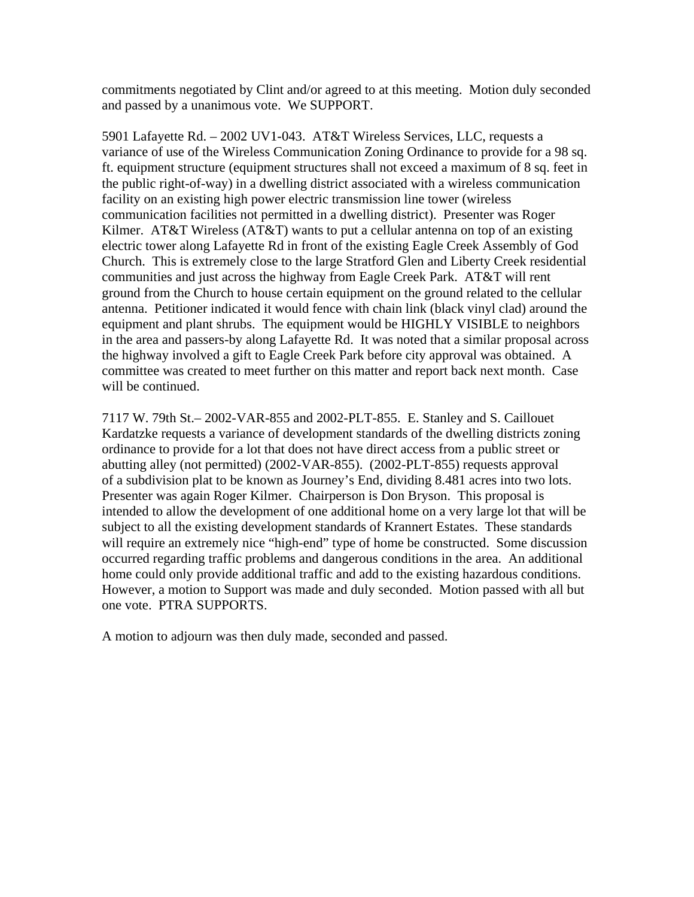commitments negotiated by Clint and/or agreed to at this meeting. Motion duly seconded and passed by a unanimous vote. We SUPPORT.

5901 Lafayette Rd. – 2002 UV1-043. AT&T Wireless Services, LLC, requests a variance of use of the Wireless Communication Zoning Ordinance to provide for a 98 sq. ft. equipment structure (equipment structures shall not exceed a maximum of 8 sq. feet in the public right-of-way) in a dwelling district associated with a wireless communication facility on an existing high power electric transmission line tower (wireless communication facilities not permitted in a dwelling district). Presenter was Roger Kilmer. AT&T Wireless (AT&T) wants to put a cellular antenna on top of an existing electric tower along Lafayette Rd in front of the existing Eagle Creek Assembly of God Church. This is extremely close to the large Stratford Glen and Liberty Creek residential communities and just across the highway from Eagle Creek Park. AT&T will rent ground from the Church to house certain equipment on the ground related to the cellular antenna. Petitioner indicated it would fence with chain link (black vinyl clad) around the equipment and plant shrubs. The equipment would be HIGHLY VISIBLE to neighbors in the area and passers-by along Lafayette Rd. It was noted that a similar proposal across the highway involved a gift to Eagle Creek Park before city approval was obtained. A committee was created to meet further on this matter and report back next month. Case will be continued.

7117 W. 79th St.– 2002-VAR-855 and 2002-PLT-855. E. Stanley and S. Caillouet Kardatzke requests a variance of development standards of the dwelling districts zoning ordinance to provide for a lot that does not have direct access from a public street or abutting alley (not permitted) (2002-VAR-855). (2002-PLT-855) requests approval of a subdivision plat to be known as Journey's End, dividing 8.481 acres into two lots. Presenter was again Roger Kilmer. Chairperson is Don Bryson. This proposal is intended to allow the development of one additional home on a very large lot that will be subject to all the existing development standards of Krannert Estates. These standards will require an extremely nice "high-end" type of home be constructed. Some discussion occurred regarding traffic problems and dangerous conditions in the area. An additional home could only provide additional traffic and add to the existing hazardous conditions. However, a motion to Support was made and duly seconded. Motion passed with all but one vote. PTRA SUPPORTS.

A motion to adjourn was then duly made, seconded and passed.